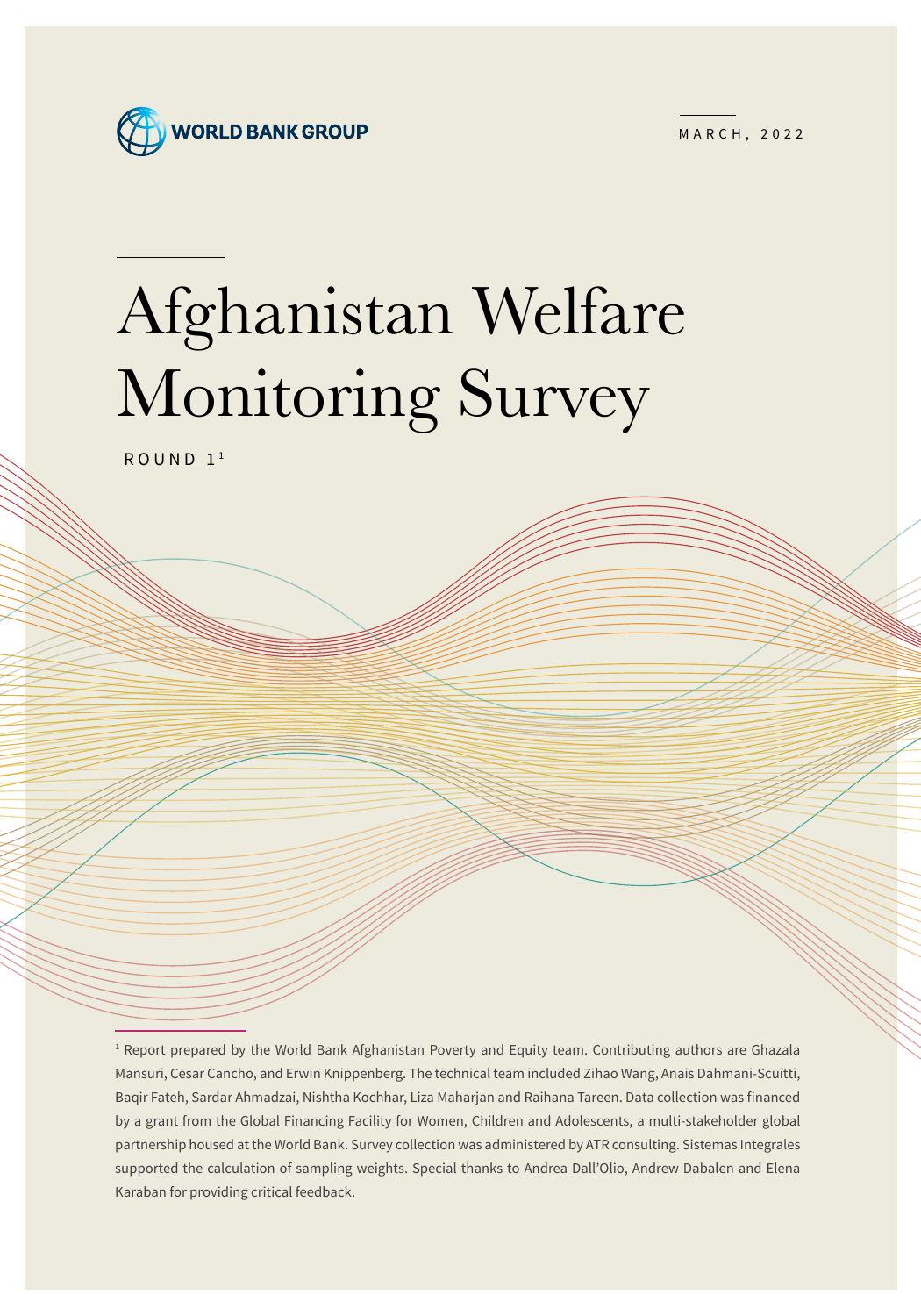WORLD BANK GROUP

MARCH, 2022

# Afghanistan Welfare Monitoring Survey

ROUND 1[1]

[1] Report prepared by the World Bank Afghanistan Poverty and Equity team. Contributing authors are Ghazala Mansuri, Cesar Cancho, and Erwin Knippenberg. The technical team included Zihao Wang, Anais Dahmani-Scuitti, Baqir Fateh, Sardar Ahmadzai, Nishtha Kochhar, Liza Maharjan and Raihana Tareen. Data collection was financed by a grant from the Global Financing Facility for Women, Children and Adolescents, a multi-stakeholder global partnership housed at the World Bank. Survey collection was administered by ATR consulting. Sistemas Integrales supported the calculation of sampling weights. Special thanks to Andrea Dall'Olio, Andrew Dabalen and Elena Karaban for providing critical feedback.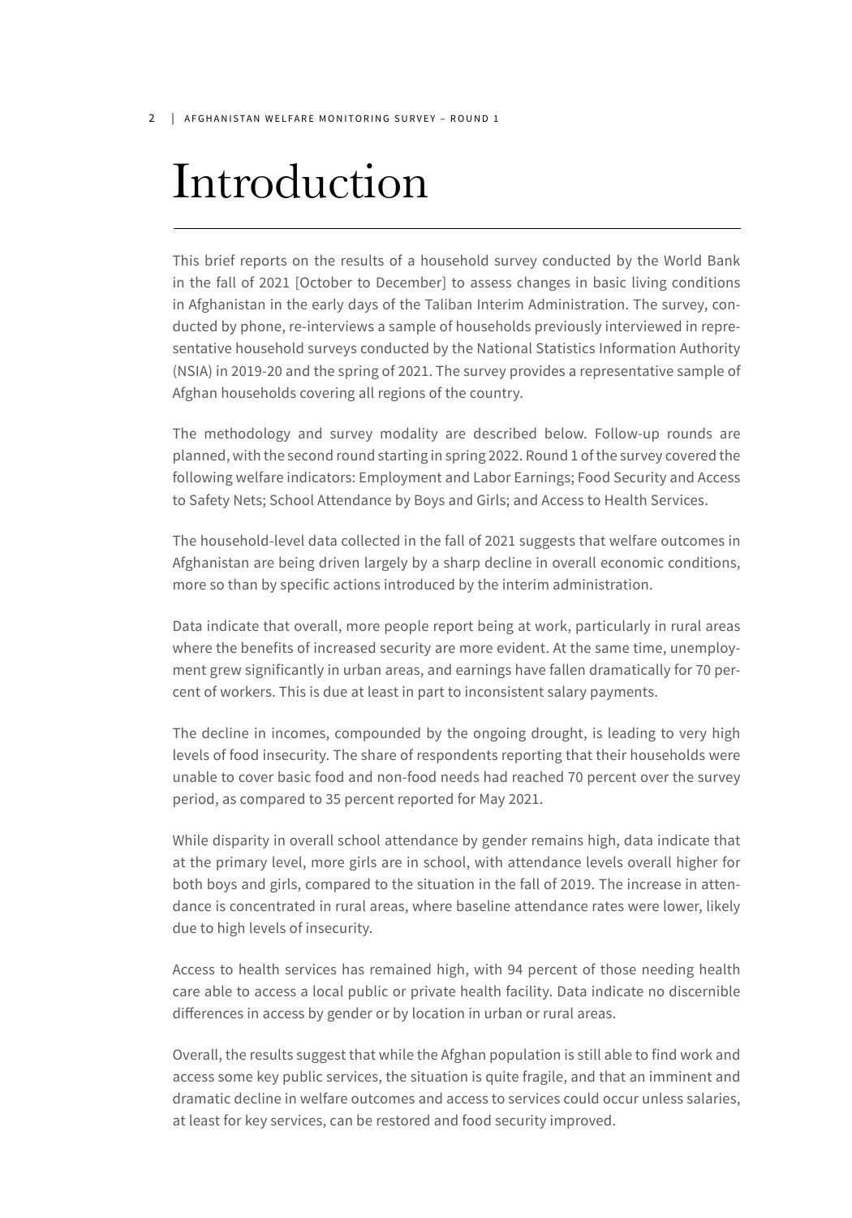# Introduction

This brief reports on the results of a household survey conducted by the World Bank in the fall of 2021 [October to December] to assess changes in basic living conditions in Afghanistan in the early days of the Taliban Interim Administration. The survey, conducted by phone, re-interviews a sample of households previously interviewed in representative household surveys conducted by the National Statistics Information Authority (NSIA) in 2019-20 and the spring of 2021. The survey provides a representative sample of Afghan households covering all regions of the country.

The methodology and survey modality are described below. Follow-up rounds are planned, with the second round starting in spring 2022. Round 1 of the survey covered the following welfare indicators: Employment and Labor Earnings; Food Security and Access to Safety Nets; School Attendance by Boys and Girls; and Access to Health Services.

The household-level data collected in the fall of 2021 suggests that welfare outcomes in Afghanistan are being driven largely by a sharp decline in overall economic conditions, more so than by specific actions introduced by the interim administration.

Data indicate that overall, more people report being at work, particularly in rural areas where the benefits of increased security are more evident. At the same time, unemployment grew significantly in urban areas, and earnings have fallen dramatically for 70 percent of workers. This is due at least in part to inconsistent salary payments.

The decline in incomes, compounded by the ongoing drought, is leading to very high levels of food insecurity. The share of respondents reporting that their households were unable to cover basic food and non-food needs had reached 70 percent over the survey period, as compared to 35 percent reported for May 2021.

While disparity in overall school attendance by gender remains high, data indicate that at the primary level, more girls are in school, with attendance levels overall higher for both boys and girls, compared to the situation in the fall of 2019. The increase in attendance is concentrated in rural areas, where baseline attendance rates were lower, likely due to high levels of insecurity.

Access to health services has remained high, with 94 percent of those needing health care able to access a local public or private health facility. Data indicate no discernible differences in access by gender or by location in urban or rural areas.

Overall, the results suggest that while the Afghan population is still able to find work and access some key public services, the situation is quite fragile, and that an imminent and dramatic decline in welfare outcomes and access to services could occur unless salaries, at least for key services, can be restored and food security improved.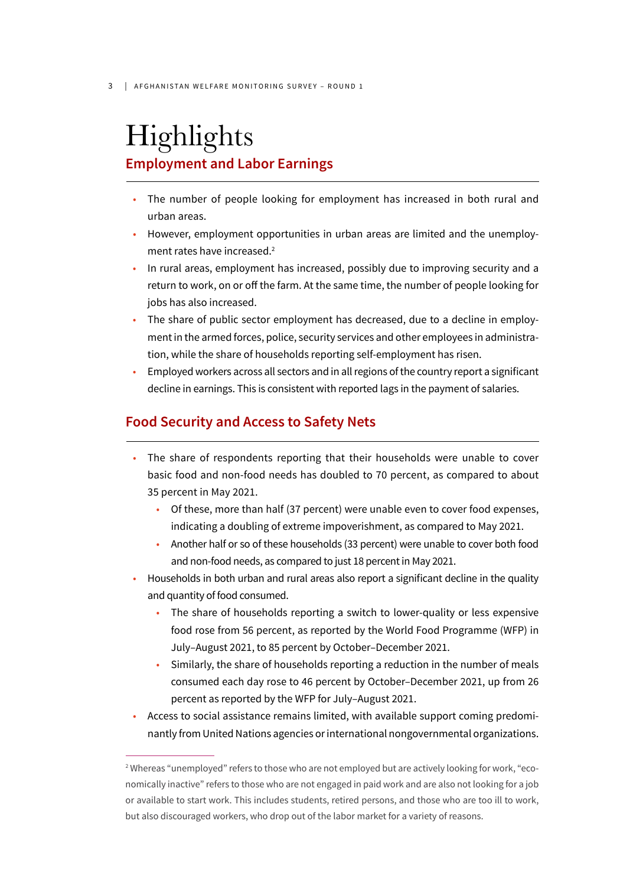# Highlights

## Employment and Labor Earnings

- The number of people looking for employment has increased in both rural and urban areas.
- However, employment opportunities in urban areas are limited and the unemployment rates have increased.[2]
- In rural areas, employment has increased, possibly due to improving security and a return to work, on or off the farm. At the same time, the number of people looking for jobs has also increased.
- The share of public sector employment has decreased, due to a decline in employment in the armed forces, police, security services and other employees in administration, while the share of households reporting self-employment has risen.
- Employed workers across all sectors and in all regions of the country report a significant decline in earnings. This is consistent with reported lags in the payment of salaries.

## Food Security and Access to Safety Nets

- The share of respondents reporting that their households were unable to cover basic food and non-food needs has doubled to 70 percent, as compared to about 35 percent in May 2021.
  - Of these, more than half (37 percent) were unable even to cover food expenses, indicating a doubling of extreme impoverishment, as compared to May 2021.
  - Another half or so of these households (33 percent) were unable to cover both food and non-food needs, as compared to just 18 percent in May 2021.
- Households in both urban and rural areas also report a significant decline in the quality and quantity of food consumed.
  - The share of households reporting a switch to lower-quality or less expensive food rose from 56 percent, as reported by the World Food Programme (WFP) in July–August 2021, to 85 percent by October–December 2021.
  - Similarly, the share of households reporting a reduction in the number of meals consumed each day rose to 46 percent by October–December 2021, up from 26 percent as reported by the WFP for July–August 2021.
- Access to social assistance remains limited, with available support coming predominantly from United Nations agencies or international nongovernmental organizations.

---

[2] Whereas "unemployed" refers to those who are not employed but are actively looking for work, "economically inactive" refers to those who are not engaged in paid work and are also not looking for a job or available to start work. This includes students, retired persons, and those who are too ill to work, but also discouraged workers, who drop out of the labor market for a variety of reasons.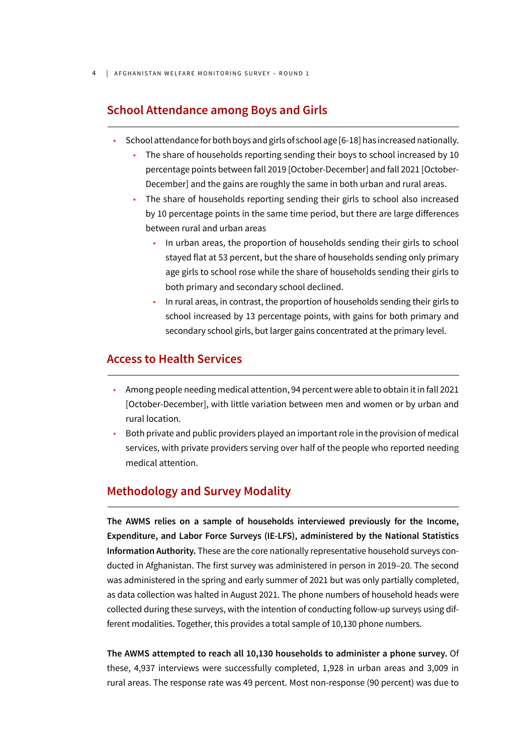## School Attendance among Boys and Girls

- School attendance for both boys and girls of school age [6-18] has increased nationally.
  - The share of households reporting sending their boys to school increased by 10 percentage points between fall 2019 [October-December] and fall 2021 [October-December] and the gains are roughly the same in both urban and rural areas.
  - The share of households reporting sending their girls to school also increased by 10 percentage points in the same time period, but there are large differences between rural and urban areas
    - In urban areas, the proportion of households sending their girls to school stayed flat at 53 percent, but the share of households sending only primary age girls to school rose while the share of households sending their girls to both primary and secondary school declined.
    - In rural areas, in contrast, the proportion of households sending their girls to school increased by 13 percentage points, with gains for both primary and secondary school girls, but larger gains concentrated at the primary level.

## Access to Health Services

- Among people needing medical attention, 94 percent were able to obtain it in fall 2021 [October-December], with little variation between men and women or by urban and rural location.
- Both private and public providers played an important role in the provision of medical services, with private providers serving over half of the people who reported needing medical attention.

## Methodology and Survey Modality

**The AWMS relies on a sample of households interviewed previously for the Income, Expenditure, and Labor Force Surveys (IE-LFS), administered by the National Statistics Information Authority.** These are the core nationally representative household surveys conducted in Afghanistan. The first survey was administered in person in 2019–20. The second was administered in the spring and early summer of 2021 but was only partially completed, as data collection was halted in August 2021. The phone numbers of household heads were collected during these surveys, with the intention of conducting follow-up surveys using different modalities. Together, this provides a total sample of 10,130 phone numbers.

**The AWMS attempted to reach all 10,130 households to administer a phone survey.** Of these, 4,937 interviews were successfully completed, 1,928 in urban areas and 3,009 in rural areas. The response rate was 49 percent. Most non-response (90 percent) was due to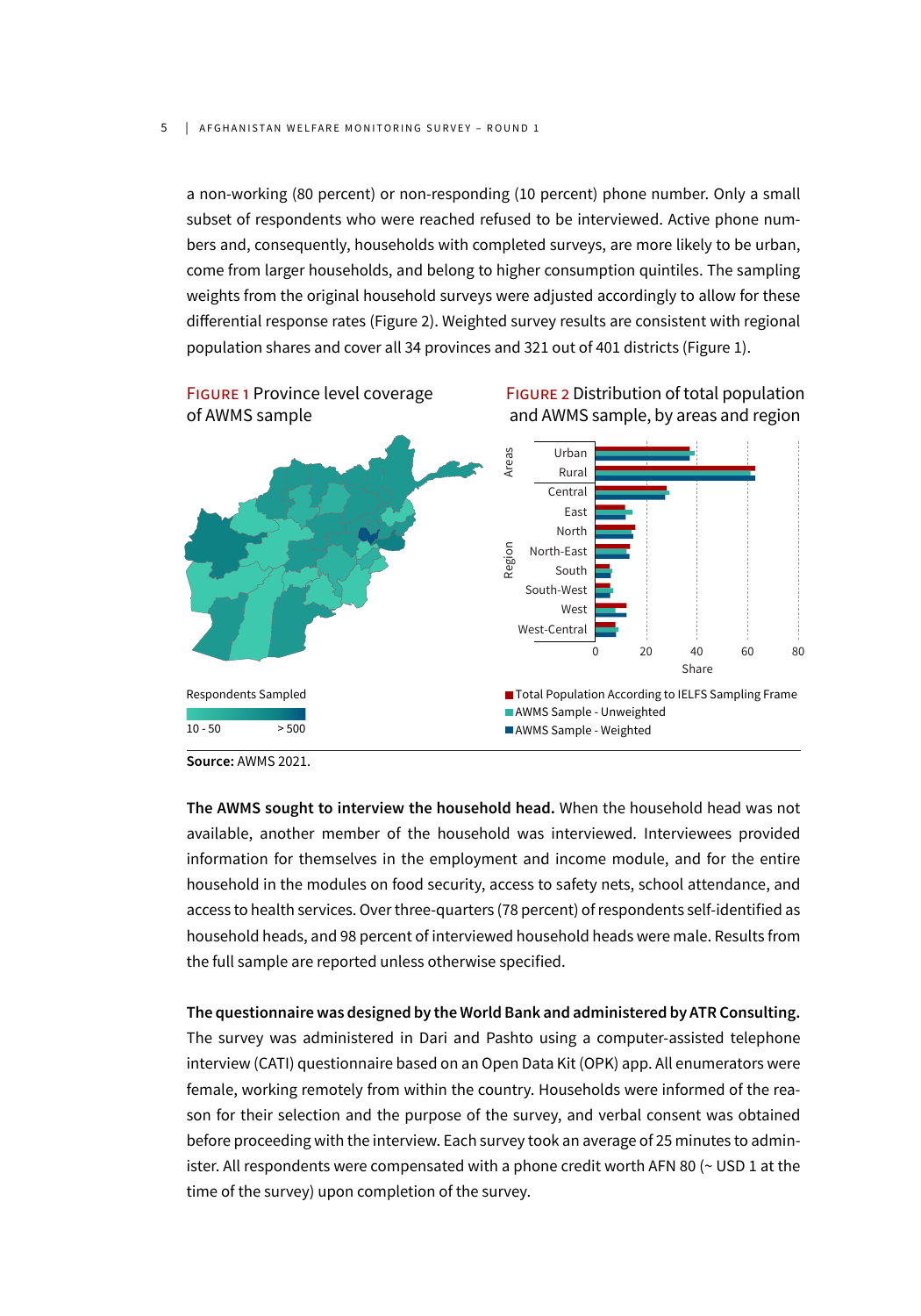a non-working (80 percent) or non-responding (10 percent) phone number. Only a small subset of respondents who were reached refused to be interviewed. Active phone numbers and, consequently, households with completed surveys, are more likely to be urban, come from larger households, and belong to higher consumption quintiles. The sampling weights from the original household surveys were adjusted accordingly to allow for these differential response rates (Figure 2). Weighted survey results are consistent with regional population shares and cover all 34 provinces and 321 out of 401 districts (Figure 1).

FIGURE 1 Province level coverage of AWMS sample

Respondents Sampled

10 - 50 &nbsp;&nbsp;&nbsp; > 500

FIGURE 2 Distribution of total population and AWMS sample, by areas and region

Areas: Urban, Rural
Region: Central, East, North, North-East, South, South-West, West, West-Central

Share: 0, 20, 40, 60, 80

■ Total Population According to IELFS Sampling Frame
■ AWMS Sample - Unweighted
■ AWMS Sample - Weighted

**Source:** AWMS 2021.

**The AWMS sought to interview the household head.** When the household head was not available, another member of the household was interviewed. Interviewees provided information for themselves in the employment and income module, and for the entire household in the modules on food security, access to safety nets, school attendance, and access to health services. Over three-quarters (78 percent) of respondents self-identified as household heads, and 98 percent of interviewed household heads were male. Results from the full sample are reported unless otherwise specified.

**The questionnaire was designed by the World Bank and administered by ATR Consulting.** The survey was administered in Dari and Pashto using a computer-assisted telephone interview (CATI) questionnaire based on an Open Data Kit (OPK) app. All enumerators were female, working remotely from within the country. Households were informed of the reason for their selection and the purpose of the survey, and verbal consent was obtained before proceeding with the interview. Each survey took an average of 25 minutes to administer. All respondents were compensated with a phone credit worth AFN 80 (~ USD 1 at the time of the survey) upon completion of the survey.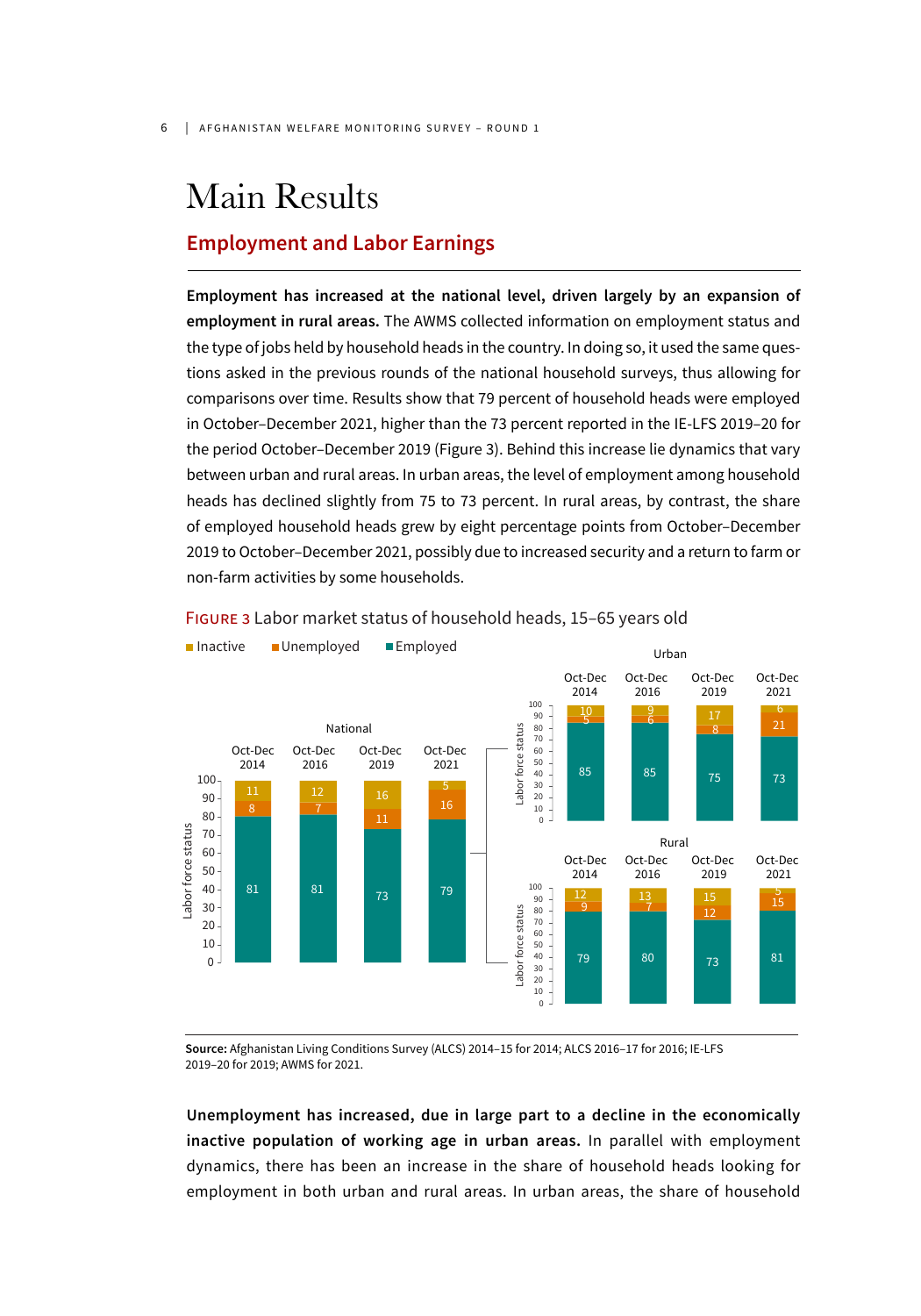# Main Results

## Employment and Labor Earnings

**Employment has increased at the national level, driven largely by an expansion of employment in rural areas.** The AWMS collected information on employment status and the type of jobs held by household heads in the country. In doing so, it used the same questions asked in the previous rounds of the national household surveys, thus allowing for comparisons over time. Results show that 79 percent of household heads were employed in October–December 2021, higher than the 73 percent reported in the IE-LFS 2019–20 for the period October–December 2019 (Figure 3). Behind this increase lie dynamics that vary between urban and rural areas. In urban areas, the level of employment among household heads has declined slightly from 75 to 73 percent. In rural areas, by contrast, the share of employed household heads grew by eight percentage points from October–December 2019 to October–December 2021, possibly due to increased security and a return to farm or non-farm activities by some households.

FIGURE 3 Labor market status of household heads, 15–65 years old

| Area | Period | Employed | Unemployed | Inactive |
|---|---|---|---|---|
| National | Oct-Dec 2014 | 81 | 8 | 11 |
| National | Oct-Dec 2016 | 81 | 7 | 12 |
| National | Oct-Dec 2019 | 73 | 11 | 16 |
| National | Oct-Dec 2021 | 79 | 16 | 5 |
| Urban | Oct-Dec 2014 | 85 | 5 | 10 |
| Urban | Oct-Dec 2016 | 85 | 6 | 9 |
| Urban | Oct-Dec 2019 | 75 | 8 | 17 |
| Urban | Oct-Dec 2021 | 73 | 21 | 6 |
| Rural | Oct-Dec 2014 | 79 | 9 | 12 |
| Rural | Oct-Dec 2016 | 80 | 7 | 13 |
| Rural | Oct-Dec 2019 | 73 | 12 | 15 |
| Rural | Oct-Dec 2021 | 81 | 15 | 5 |

**Source:** Afghanistan Living Conditions Survey (ALCS) 2014–15 for 2014; ALCS 2016–17 for 2016; IE-LFS 2019–20 for 2019; AWMS for 2021.

**Unemployment has increased, due in large part to a decline in the economically inactive population of working age in urban areas.** In parallel with employment dynamics, there has been an increase in the share of household heads looking for employment in both urban and rural areas. In urban areas, the share of household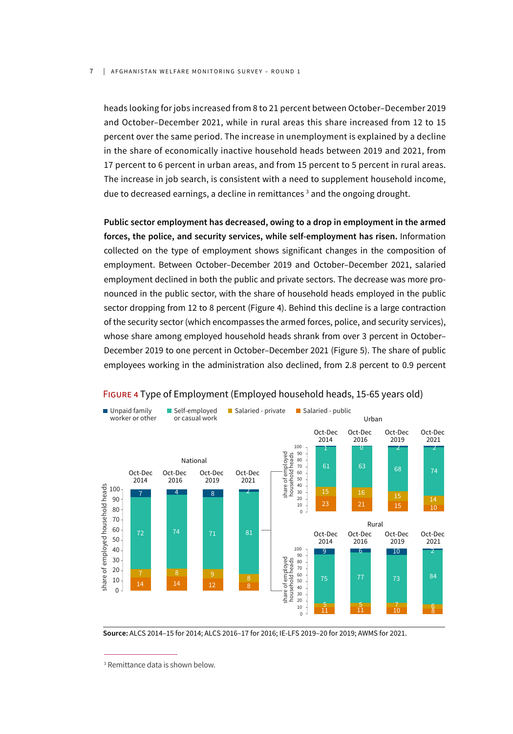heads looking for jobs increased from 8 to 21 percent between October–December 2019 and October–December 2021, while in rural areas this share increased from 12 to 15 percent over the same period. The increase in unemployment is explained by a decline in the share of economically inactive household heads between 2019 and 2021, from 17 percent to 6 percent in urban areas, and from 15 percent to 5 percent in rural areas. The increase in job search, is consistent with a need to supplement household income, due to decreased earnings, a decline in remittances [3] and the ongoing drought.

**Public sector employment has decreased, owing to a drop in employment in the armed forces, the police, and security services, while self-employment has risen.** Information collected on the type of employment shows significant changes in the composition of employment. Between October–December 2019 and October–December 2021, salaried employment declined in both the public and private sectors. The decrease was more pronounced in the public sector, with the share of household heads employed in the public sector dropping from 12 to 8 percent (Figure 4). Behind this decline is a large contraction of the security sector (which encompasses the armed forces, police, and security services), whose share among employed household heads shrank from over 3 percent in October–December 2019 to one percent in October–December 2021 (Figure 5). The share of public employees working in the administration also declined, from 2.8 percent to 0.9 percent

FIGURE 4 Type of Employment (Employed household heads, 15-65 years old)

Share of employed household heads (%)

| Area | Period | Unpaid family worker or other | Self-employed or casual work | Salaried - private | Salaried - public |
|---|---|---|---|---|---|
| National | Oct-Dec 2014 | 7 | 72 | 7 | 14 |
| National | Oct-Dec 2016 | 4 | 74 | 8 | 14 |
| National | Oct-Dec 2019 | 8 | 71 | 9 | 12 |
| National | Oct-Dec 2021 | 2 | 81 | 8 | 8 |
| Urban | Oct-Dec 2014 | 1 | 61 | 15 | 23 |
| Urban | Oct-Dec 2016 | 0 | 63 | 16 | 21 |
| Urban | Oct-Dec 2019 | 2 | 68 | 15 | 15 |
| Urban | Oct-Dec 2021 | 2 | 74 | 14 | 10 |
| Rural | Oct-Dec 2014 | 9 | 75 | 5 | 11 |
| Rural | Oct-Dec 2016 | 6 | 77 | 5 | 11 |
| Rural | Oct-Dec 2019 | 10 | 73 | 7 | 10 |
| Rural | Oct-Dec 2021 | 2 | 84 | 6 | 8 |

**Source:** ALCS 2014–15 for 2014; ALCS 2016–17 for 2016; IE-LFS 2019–20 for 2019; AWMS for 2021.

[3] Remittance data is shown below.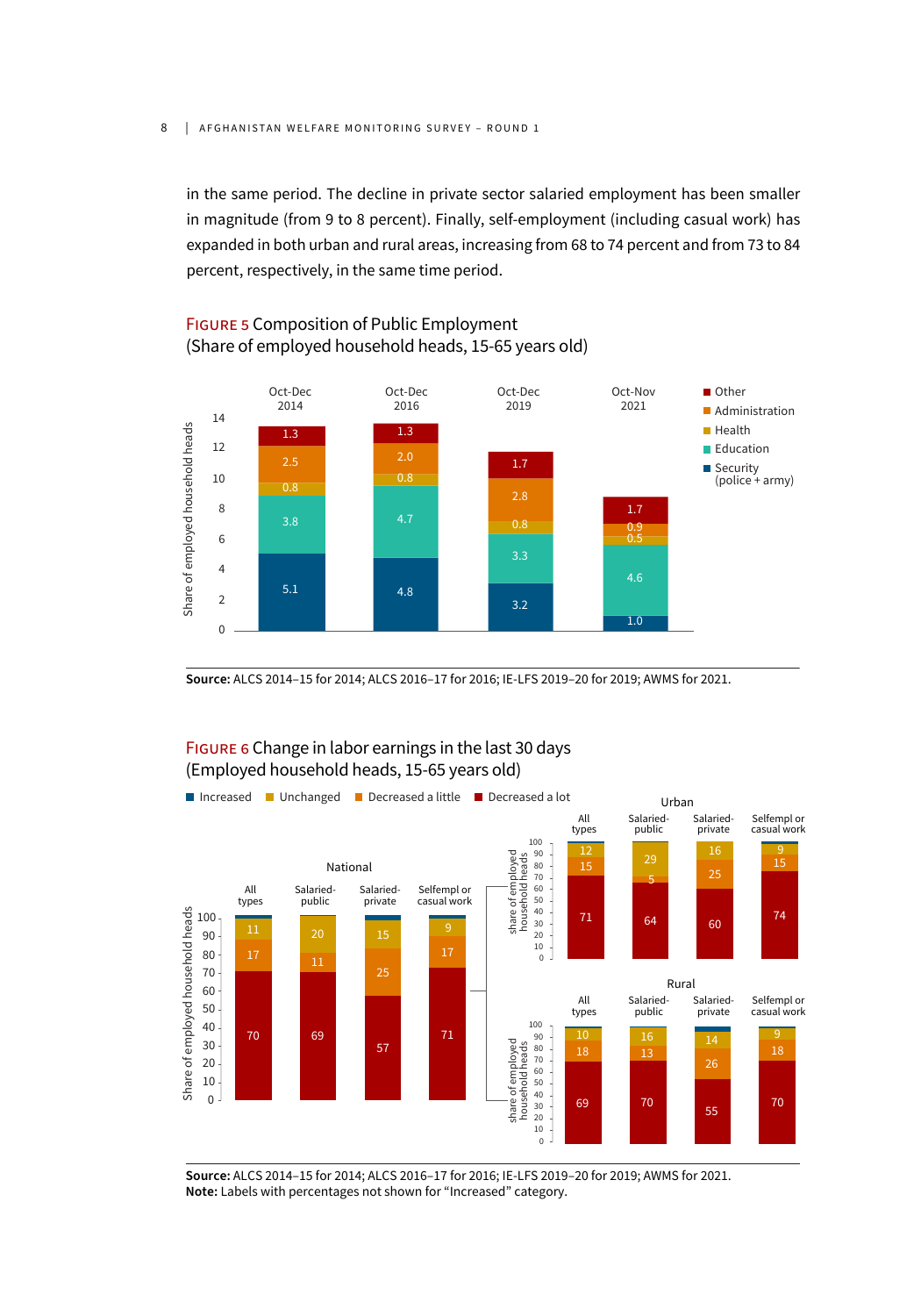in the same period. The decline in private sector salaried employment has been smaller in magnitude (from 9 to 8 percent). Finally, self-employment (including casual work) has expanded in both urban and rural areas, increasing from 68 to 74 percent and from 73 to 84 percent, respectively, in the same time period.

FIGURE 5 Composition of Public Employment
(Share of employed household heads, 15-65 years old)

| | Oct-Dec 2014 | Oct-Dec 2016 | Oct-Dec 2019 | Oct-Nov 2021 |
|---|---|---|---|---|
| Other | 1.3 | 1.3 | 1.7 | 1.7 |
| Administration | 2.5 | 2.0 | 2.8 | 0.9 |
| Health | 0.8 | 0.8 | 0.8 | 0.5 |
| Education | 3.8 | 4.7 | 3.3 | 4.6 |
| Security (police + army) | 5.1 | 4.8 | 3.2 | 1.0 |

**Source:** ALCS 2014–15 for 2014; ALCS 2016–17 for 2016; IE-LFS 2019–20 for 2019; AWMS for 2021.

FIGURE 6 Change in labor earnings in the last 30 days
(Employed household heads, 15-65 years old)

| | | All types | Salaried-public | Salaried-private | Selfempl or casual work |
|---|---|---|---|---|---|
| National | Unchanged | 11 | 20 | 15 | 9 |
| | Decreased a little | 17 | 11 | 25 | 17 |
| | Decreased a lot | 70 | 69 | 57 | 71 |
| Urban | Unchanged | 12 | 29 | 16 | 9 |
| | Decreased a little | 15 | 5 | 25 | 15 |
| | Decreased a lot | 71 | 64 | 60 | 74 |
| Rural | Unchanged | 10 | 16 | 14 | 9 |
| | Decreased a little | 18 | 13 | 26 | 18 |
| | Decreased a lot | 69 | 70 | 55 | 70 |

**Source:** ALCS 2014–15 for 2014; ALCS 2016–17 for 2016; IE-LFS 2019–20 for 2019; AWMS for 2021.
**Note:** Labels with percentages not shown for "Increased" category.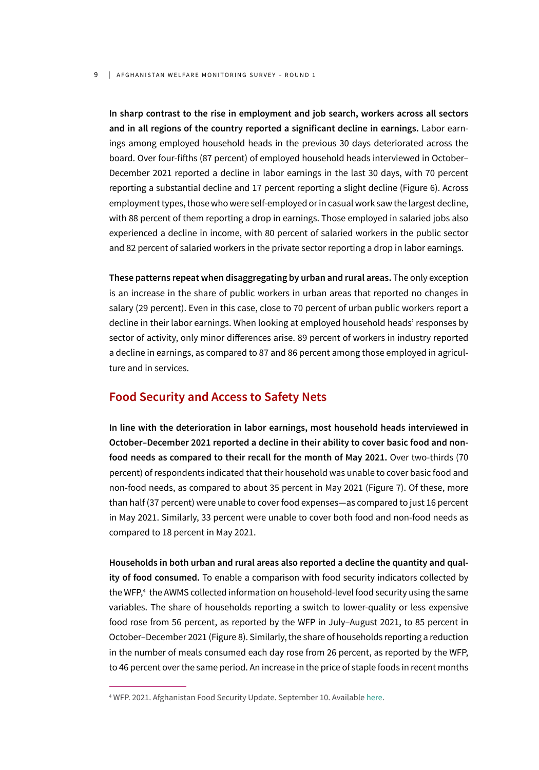**In sharp contrast to the rise in employment and job search, workers across all sectors and in all regions of the country reported a significant decline in earnings.** Labor earnings among employed household heads in the previous 30 days deteriorated across the board. Over four-fifths (87 percent) of employed household heads interviewed in October–December 2021 reported a decline in labor earnings in the last 30 days, with 70 percent reporting a substantial decline and 17 percent reporting a slight decline (Figure 6). Across employment types, those who were self-employed or in casual work saw the largest decline, with 88 percent of them reporting a drop in earnings. Those employed in salaried jobs also experienced a decline in income, with 80 percent of salaried workers in the public sector and 82 percent of salaried workers in the private sector reporting a drop in labor earnings.

**These patterns repeat when disaggregating by urban and rural areas.** The only exception is an increase in the share of public workers in urban areas that reported no changes in salary (29 percent). Even in this case, close to 70 percent of urban public workers report a decline in their labor earnings. When looking at employed household heads' responses by sector of activity, only minor differences arise. 89 percent of workers in industry reported a decline in earnings, as compared to 87 and 86 percent among those employed in agriculture and in services.

## Food Security and Access to Safety Nets

**In line with the deterioration in labor earnings, most household heads interviewed in October–December 2021 reported a decline in their ability to cover basic food and non-food needs as compared to their recall for the month of May 2021.** Over two-thirds (70 percent) of respondents indicated that their household was unable to cover basic food and non-food needs, as compared to about 35 percent in May 2021 (Figure 7). Of these, more than half (37 percent) were unable to cover food expenses—as compared to just 16 percent in May 2021. Similarly, 33 percent were unable to cover both food and non-food needs as compared to 18 percent in May 2021.

**Households in both urban and rural areas also reported a decline the quantity and quality of food consumed.** To enable a comparison with food security indicators collected by the WFP,[4] the AWMS collected information on household-level food security using the same variables. The share of households reporting a switch to lower-quality or less expensive food rose from 56 percent, as reported by the WFP in July–August 2021, to 85 percent in October–December 2021 (Figure 8). Similarly, the share of households reporting a reduction in the number of meals consumed each day rose from 26 percent, as reported by the WFP, to 46 percent over the same period. An increase in the price of staple foods in recent months

---

[4] WFP. 2021. Afghanistan Food Security Update. September 10. Available here.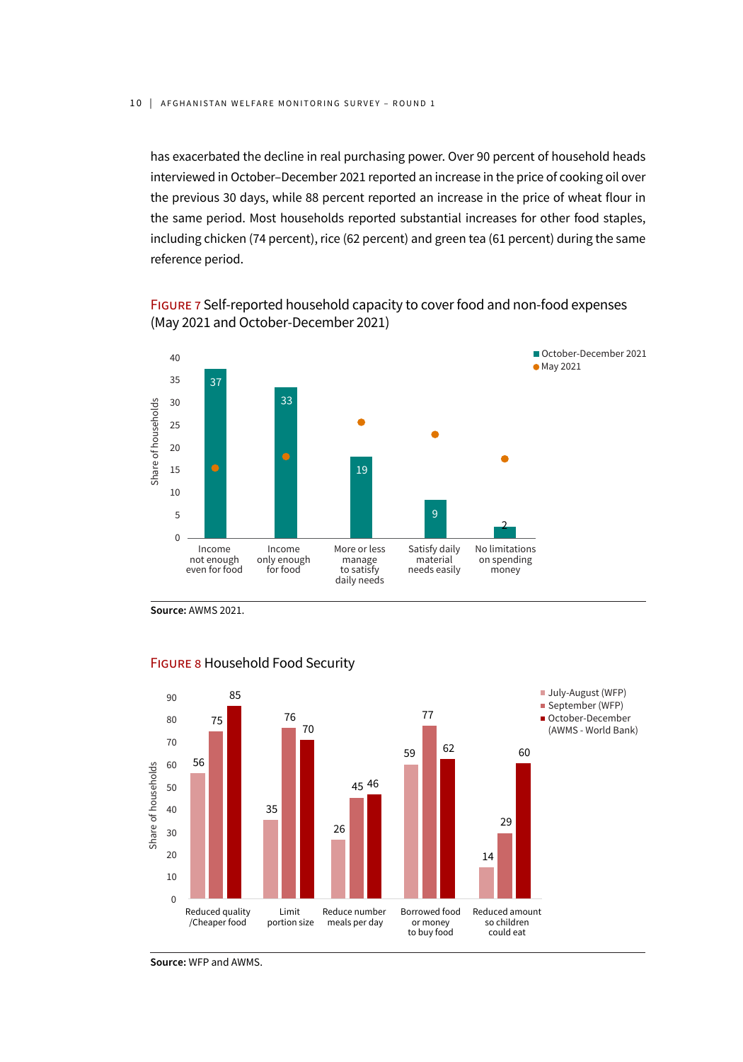has exacerbated the decline in real purchasing power. Over 90 percent of household heads interviewed in October–December 2021 reported an increase in the price of cooking oil over the previous 30 days, while 88 percent reported an increase in the price of wheat flour in the same period. Most households reported substantial increases for other food staples, including chicken (74 percent), rice (62 percent) and green tea (61 percent) during the same reference period.

FIGURE 7 Self-reported household capacity to cover food and non-food expenses (May 2021 and October-December 2021)

| | October-December 2021 |
|---|---|
| Income not enough even for food | 37 |
| Income only enough for food | 33 |
| More or less manage to satisfy daily needs | 19 |
| Satisfy daily material needs easily | 9 |
| No limitations on spending money | 2 |

**Source:** AWMS 2021.

FIGURE 8 Household Food Security

| | July-August (WFP) | September (WFP) | October-December (AWMS - World Bank) |
|---|---|---|---|
| Reduced quality /Cheaper food | 56 | 75 | 85 |
| Limit portion size | 35 | 76 | 70 |
| Reduce number meals per day | 26 | 45 | 46 |
| Borrowed food or money to buy food | 59 | 77 | 62 |
| Reduced amount so children could eat | 14 | 29 | 60 |

**Source:** WFP and AWMS.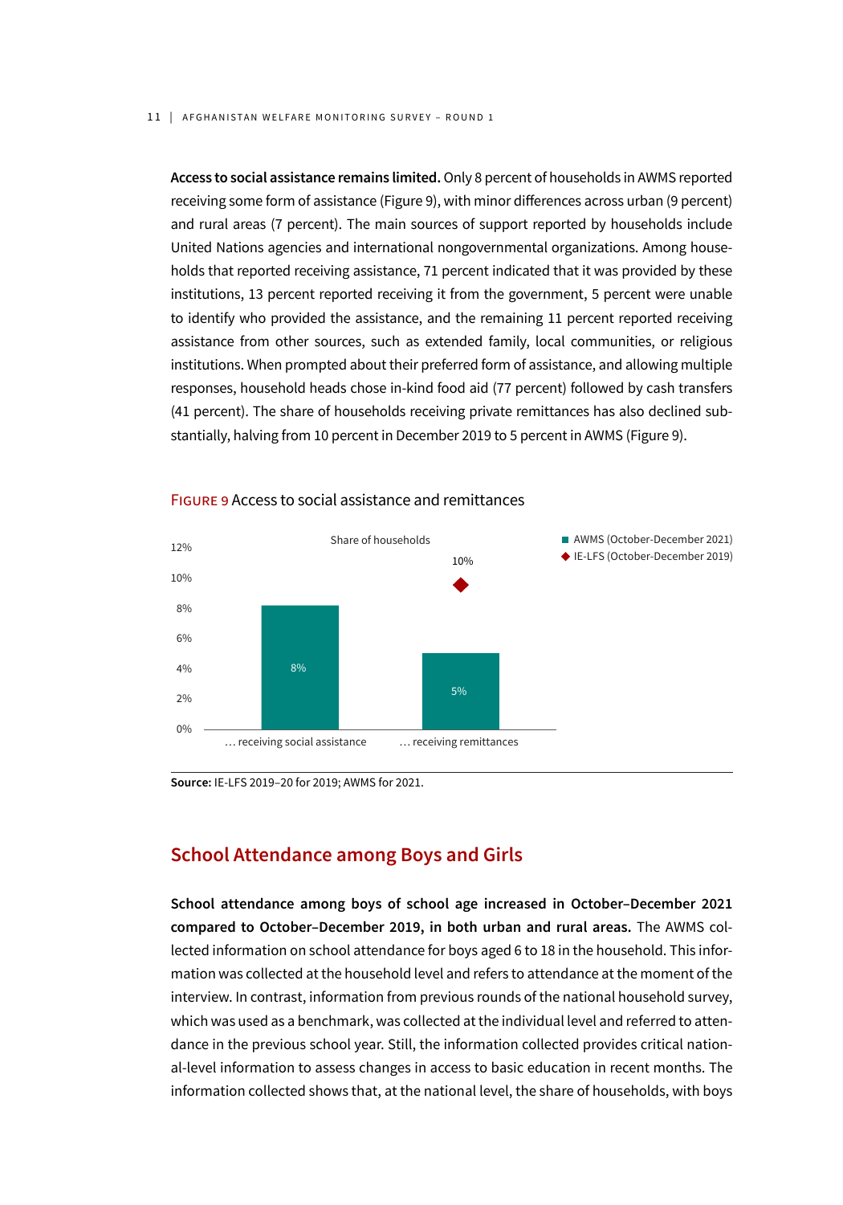**Access to social assistance remains limited.** Only 8 percent of households in AWMS reported receiving some form of assistance (Figure 9), with minor differences across urban (9 percent) and rural areas (7 percent). The main sources of support reported by households include United Nations agencies and international nongovernmental organizations. Among households that reported receiving assistance, 71 percent indicated that it was provided by these institutions, 13 percent reported receiving it from the government, 5 percent were unable to identify who provided the assistance, and the remaining 11 percent reported receiving assistance from other sources, such as extended family, local communities, or religious institutions. When prompted about their preferred form of assistance, and allowing multiple responses, household heads chose in-kind food aid (77 percent) followed by cash transfers (41 percent). The share of households receiving private remittances has also declined substantially, halving from 10 percent in December 2019 to 5 percent in AWMS (Figure 9).

FIGURE 9 Access to social assistance and remittances

Share of households

| | AWMS (October-December 2021) | IE-LFS (October-December 2019) |
|---|---|---|
| … receiving social assistance | 8% | |
| … receiving remittances | 5% | 10% |

**Source:** IE-LFS 2019–20 for 2019; AWMS for 2021.

## School Attendance among Boys and Girls

**School attendance among boys of school age increased in October–December 2021 compared to October–December 2019, in both urban and rural areas.** The AWMS collected information on school attendance for boys aged 6 to 18 in the household. This information was collected at the household level and refers to attendance at the moment of the interview. In contrast, information from previous rounds of the national household survey, which was used as a benchmark, was collected at the individual level and referred to attendance in the previous school year. Still, the information collected provides critical national-level information to assess changes in access to basic education in recent months. The information collected shows that, at the national level, the share of households, with boys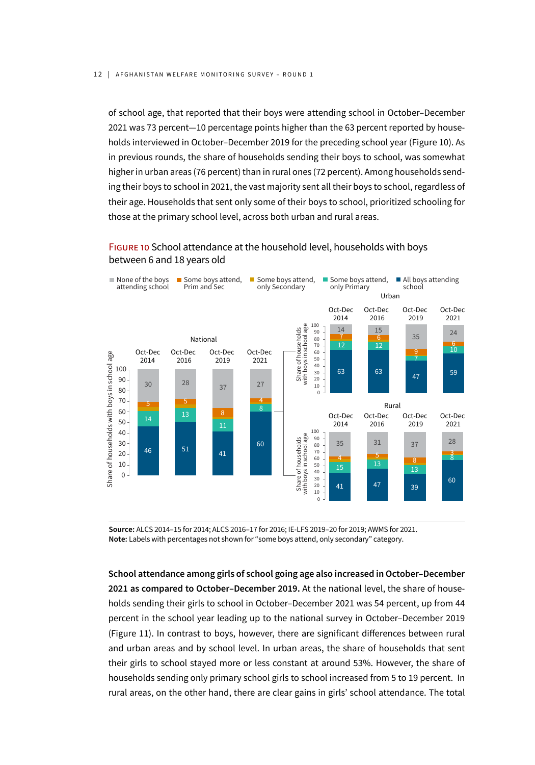of school age, that reported that their boys were attending school in October–December 2021 was 73 percent—10 percentage points higher than the 63 percent reported by households interviewed in October–December 2019 for the preceding school year (Figure 10). As in previous rounds, the share of households sending their boys to school, was somewhat higher in urban areas (76 percent) than in rural ones (72 percent). Among households sending their boys to school in 2021, the vast majority sent all their boys to school, regardless of their age. Households that sent only some of their boys to school, prioritized schooling for those at the primary school level, across both urban and rural areas.

FIGURE 10 School attendance at the household level, households with boys between 6 and 18 years old

Share of households with boys in school age (percent)

| Area | Period | None of the boys attending school | Some boys attend, Prim and Sec | Some boys attend, only Secondary | Some boys attend, only Primary | All boys attending school |
|---|---|---|---|---|---|---|
| National | Oct-Dec 2014 | 30 | 5 | | 14 | 46 |
| National | Oct-Dec 2016 | 28 | 5 | | 13 | 51 |
| National | Oct-Dec 2019 | 37 | 8 | | 11 | 41 |
| National | Oct-Dec 2021 | 27 | 4 | | 8 | 60 |
| Urban | Oct-Dec 2014 | 14 | 7 | | 12 | 63 |
| Urban | Oct-Dec 2016 | 15 | 6 | | 12 | 63 |
| Urban | Oct-Dec 2019 | 35 | 9 | | 7 | 47 |
| Urban | Oct-Dec 2021 | 24 | 6 | | 10 | 59 |
| Rural | Oct-Dec 2014 | 35 | 4 | | 15 | 41 |
| Rural | Oct-Dec 2016 | 31 | 5 | | 13 | 47 |
| Rural | Oct-Dec 2019 | 37 | 8 | | 13 | 39 |
| Rural | Oct-Dec 2021 | 28 | 3 | | 8 | 60 |

**Source:** ALCS 2014–15 for 2014; ALCS 2016–17 for 2016; IE-LFS 2019–20 for 2019; AWMS for 2021.
**Note:** Labels with percentages not shown for "some boys attend, only secondary" category.

**School attendance among girls of school going age also increased in October–December 2021 as compared to October–December 2019.** At the national level, the share of households sending their girls to school in October–December 2021 was 54 percent, up from 44 percent in the school year leading up to the national survey in October–December 2019 (Figure 11). In contrast to boys, however, there are significant differences between rural and urban areas and by school level. In urban areas, the share of households that sent their girls to school stayed more or less constant at around 53%. However, the share of households sending only primary school girls to school increased from 5 to 19 percent. In rural areas, on the other hand, there are clear gains in girls' school attendance. The total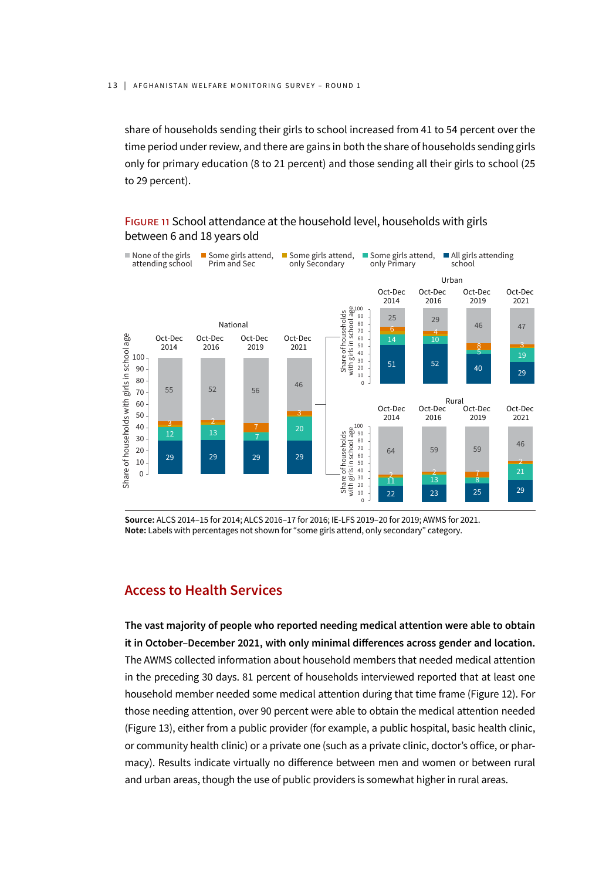share of households sending their girls to school increased from 41 to 54 percent over the time period under review, and there are gains in both the share of households sending girls only for primary education (8 to 21 percent) and those sending all their girls to school (25 to 29 percent).

FIGURE 11 School attendance at the household level, households with girls between 6 and 18 years old

**Source:** ALCS 2014–15 for 2014; ALCS 2016–17 for 2016; IE-LFS 2019–20 for 2019; AWMS for 2021.
**Note:** Labels with percentages not shown for "some girls attend, only secondary" category.

## Access to Health Services

**The vast majority of people who reported needing medical attention were able to obtain it in October–December 2021, with only minimal differences across gender and location.** The AWMS collected information about household members that needed medical attention in the preceding 30 days. 81 percent of households interviewed reported that at least one household member needed some medical attention during that time frame (Figure 12). For those needing attention, over 90 percent were able to obtain the medical attention needed (Figure 13), either from a public provider (for example, a public hospital, basic health clinic, or community health clinic) or a private one (such as a private clinic, doctor's office, or pharmacy). Results indicate virtually no difference between men and women or between rural and urban areas, though the use of public providers is somewhat higher in rural areas.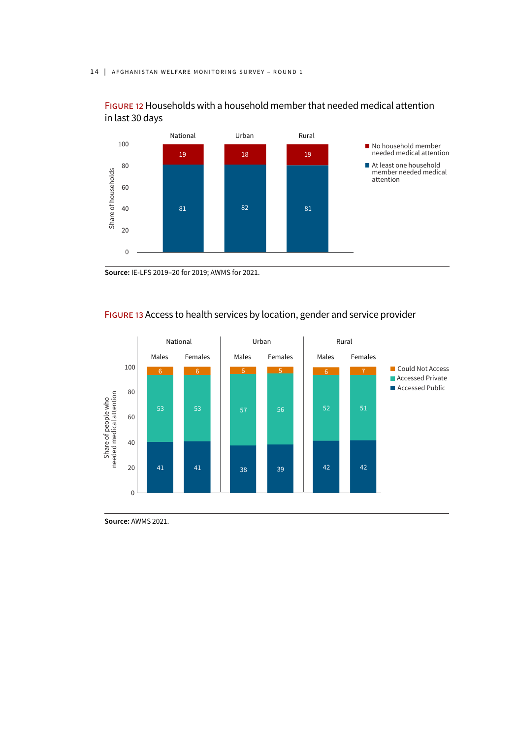FIGURE 12 Households with a household member that needed medical attention in last 30 days

| Share of households | National | Urban | Rural |
|---|---|---|---|
| No household member needed medical attention | 19 | 18 | 19 |
| At least one household member needed medical attention | 81 | 82 | 81 |

**Source:** IE-LFS 2019–20 for 2019; AWMS for 2021.

FIGURE 13 Access to health services by location, gender and service provider

| Share of people who needed medical attention | National | | Urban | | Rural | |
|---|---|---|---|---|---|---|
| | Males | Females | Males | Females | Males | Females |
| Could Not Access | 6 | 6 | 6 | 5 | 6 | 7 |
| Accessed Private | 53 | 53 | 57 | 56 | 52 | 51 |
| Accessed Public | 41 | 41 | 38 | 39 | 42 | 42 |

**Source:** AWMS 2021.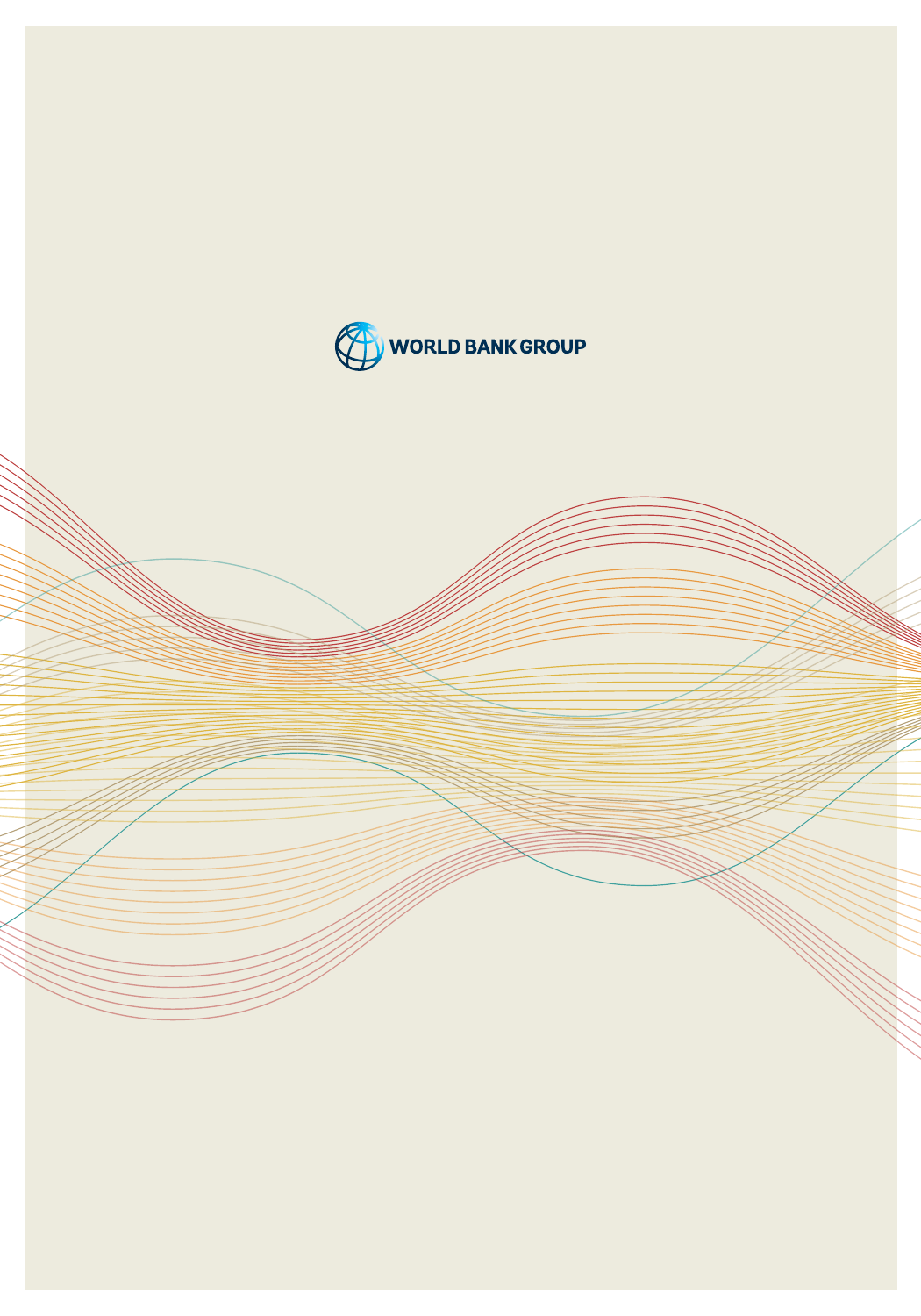WORLD BANK GROUP